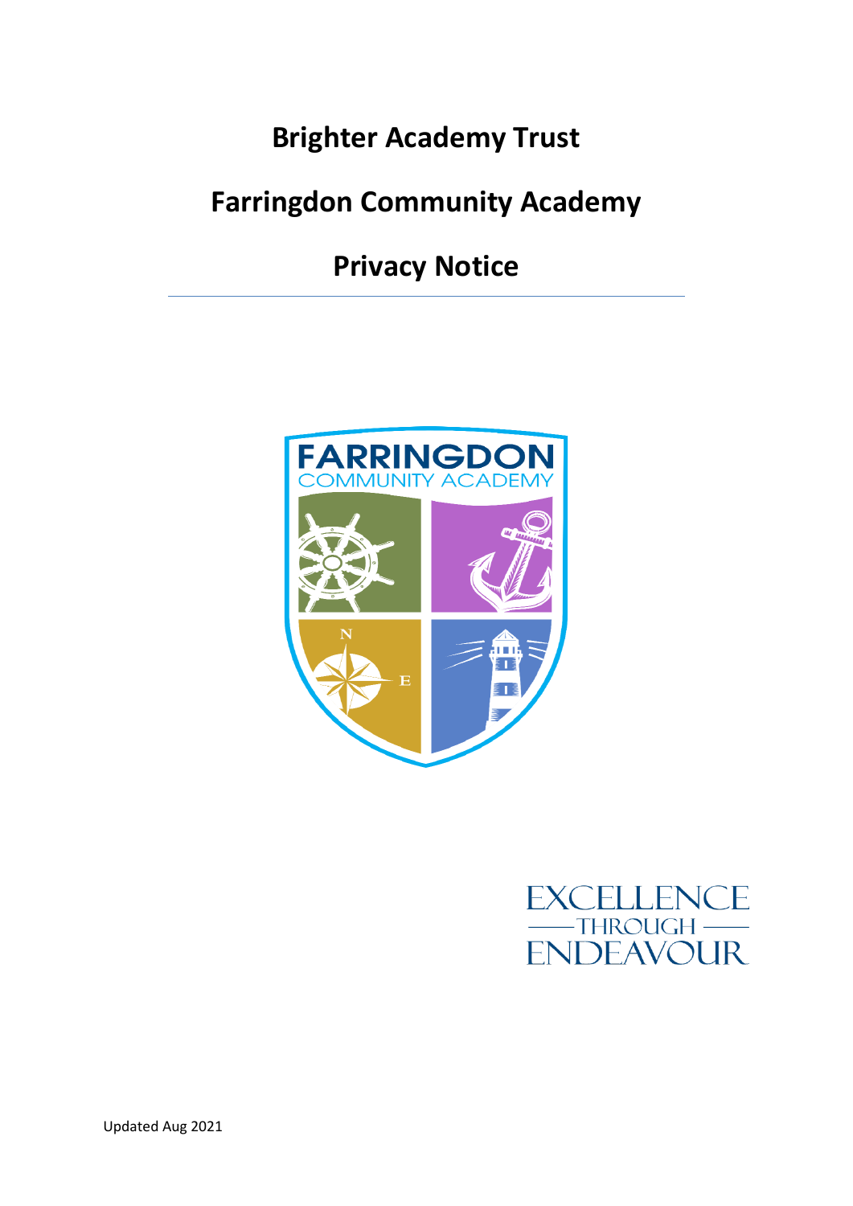# Brighter Academy Trust

# Farringdon Community Academy

# Privacy Notice

EXCELLENCE
THROUGH
ENDEAVOUR

Updated Aug 2021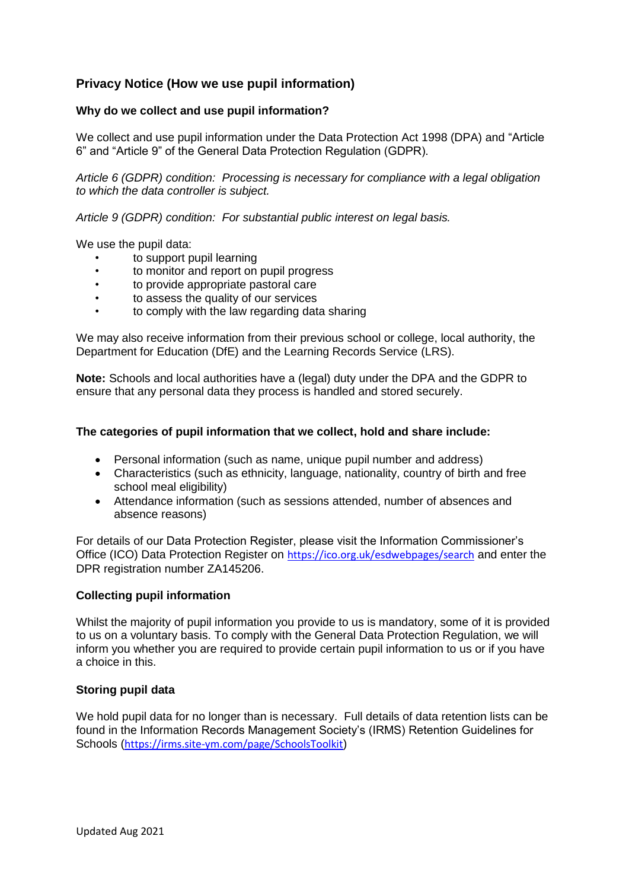## Privacy Notice (How we use pupil information)

### Why do we collect and use pupil information?

We collect and use pupil information under the Data Protection Act 1998 (DPA) and "Article 6" and "Article 9" of the General Data Protection Regulation (GDPR).

*Article 6 (GDPR) condition: Processing is necessary for compliance with a legal obligation to which the data controller is subject.*

*Article 9 (GDPR) condition: For substantial public interest on legal basis.*

We use the pupil data:

- to support pupil learning
- to monitor and report on pupil progress
- to provide appropriate pastoral care
- to assess the quality of our services
- to comply with the law regarding data sharing

We may also receive information from their previous school or college, local authority, the Department for Education (DfE) and the Learning Records Service (LRS).

**Note:** Schools and local authorities have a (legal) duty under the DPA and the GDPR to ensure that any personal data they process is handled and stored securely.

### The categories of pupil information that we collect, hold and share include:

- Personal information (such as name, unique pupil number and address)
- Characteristics (such as ethnicity, language, nationality, country of birth and free school meal eligibility)
- Attendance information (such as sessions attended, number of absences and absence reasons)

For details of our Data Protection Register, please visit the Information Commissioner's Office (ICO) Data Protection Register on https://ico.org.uk/esdwebpages/search and enter the DPR registration number ZA145206.

### Collecting pupil information

Whilst the majority of pupil information you provide to us is mandatory, some of it is provided to us on a voluntary basis. To comply with the General Data Protection Regulation, we will inform you whether you are required to provide certain pupil information to us or if you have a choice in this.

### Storing pupil data

We hold pupil data for no longer than is necessary. Full details of data retention lists can be found in the Information Records Management Society's (IRMS) Retention Guidelines for Schools (https://irms.site-ym.com/page/SchoolsToolkit)

Updated Aug 2021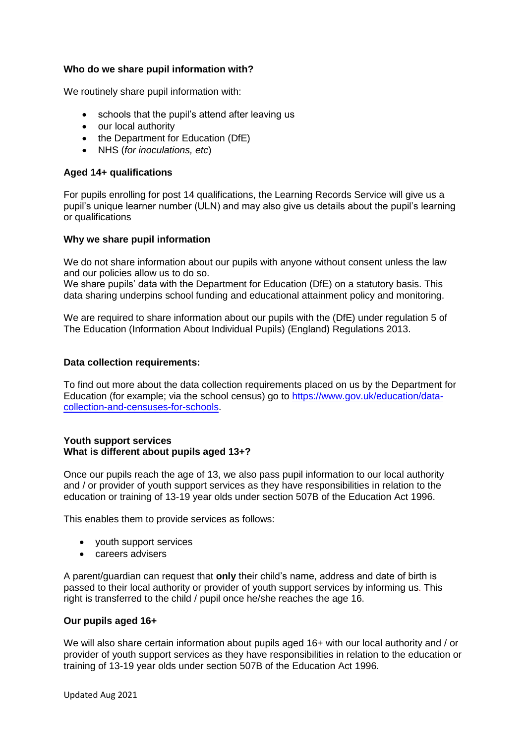### Who do we share pupil information with?

We routinely share pupil information with:

- schools that the pupil's attend after leaving us
- our local authority
- the Department for Education (DfE)
- NHS (*for inoculations, etc*)

### Aged 14+ qualifications

For pupils enrolling for post 14 qualifications, the Learning Records Service will give us a pupil's unique learner number (ULN) and may also give us details about the pupil's learning or qualifications

### Why we share pupil information

We do not share information about our pupils with anyone without consent unless the law and our policies allow us to do so.
We share pupils' data with the Department for Education (DfE) on a statutory basis. This data sharing underpins school funding and educational attainment policy and monitoring.

We are required to share information about our pupils with the (DfE) under regulation 5 of The Education (Information About Individual Pupils) (England) Regulations 2013.

### Data collection requirements:

To find out more about the data collection requirements placed on us by the Department for Education (for example; via the school census) go to [https://www.gov.uk/education/data-collection-and-censuses-for-schools](https://www.gov.uk/education/data-collection-and-censuses-for-schools).

### Youth support services
### What is different about pupils aged 13+?

Once our pupils reach the age of 13, we also pass pupil information to our local authority and / or provider of youth support services as they have responsibilities in relation to the education or training of 13-19 year olds under section 507B of the Education Act 1996.

This enables them to provide services as follows:

- youth support services
- careers advisers

A parent/guardian can request that **only** their child's name, address and date of birth is passed to their local authority or provider of youth support services by informing us. This right is transferred to the child / pupil once he/she reaches the age 16.

### Our pupils aged 16+

We will also share certain information about pupils aged 16+ with our local authority and / or provider of youth support services as they have responsibilities in relation to the education or training of 13-19 year olds under section 507B of the Education Act 1996.

Updated Aug 2021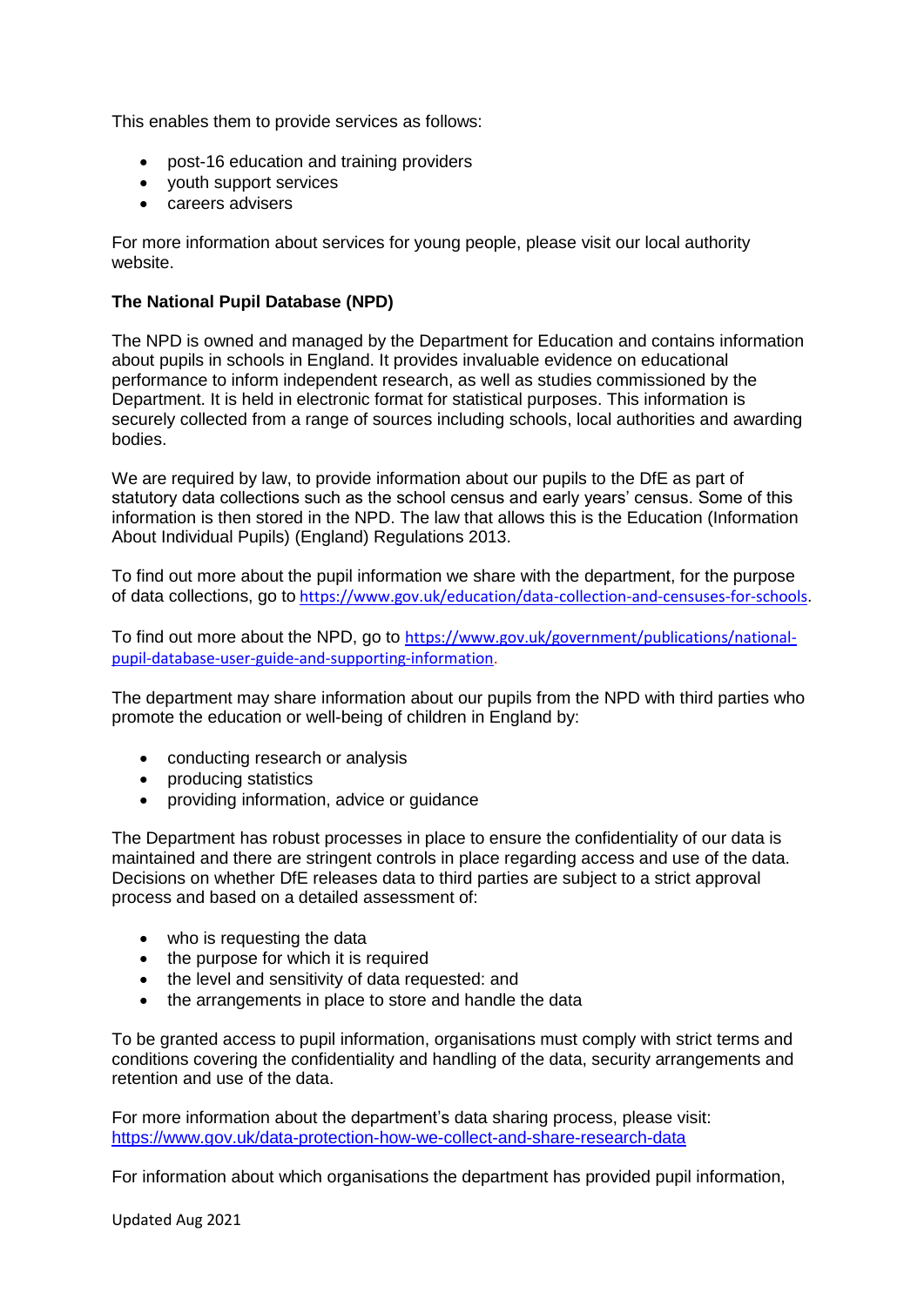This enables them to provide services as follows:

- post-16 education and training providers
- youth support services
- careers advisers

For more information about services for young people, please visit our local authority website.

**The National Pupil Database (NPD)**

The NPD is owned and managed by the Department for Education and contains information about pupils in schools in England. It provides invaluable evidence on educational performance to inform independent research, as well as studies commissioned by the Department. It is held in electronic format for statistical purposes. This information is securely collected from a range of sources including schools, local authorities and awarding bodies.

We are required by law, to provide information about our pupils to the DfE as part of statutory data collections such as the school census and early years' census. Some of this information is then stored in the NPD. The law that allows this is the Education (Information About Individual Pupils) (England) Regulations 2013.

To find out more about the pupil information we share with the department, for the purpose of data collections, go to https://www.gov.uk/education/data-collection-and-censuses-for-schools.

To find out more about the NPD, go to https://www.gov.uk/government/publications/national-pupil-database-user-guide-and-supporting-information.

The department may share information about our pupils from the NPD with third parties who promote the education or well-being of children in England by:

- conducting research or analysis
- producing statistics
- providing information, advice or guidance

The Department has robust processes in place to ensure the confidentiality of our data is maintained and there are stringent controls in place regarding access and use of the data. Decisions on whether DfE releases data to third parties are subject to a strict approval process and based on a detailed assessment of:

- who is requesting the data
- the purpose for which it is required
- the level and sensitivity of data requested: and
- the arrangements in place to store and handle the data

To be granted access to pupil information, organisations must comply with strict terms and conditions covering the confidentiality and handling of the data, security arrangements and retention and use of the data.

For more information about the department's data sharing process, please visit: https://www.gov.uk/data-protection-how-we-collect-and-share-research-data

For information about which organisations the department has provided pupil information,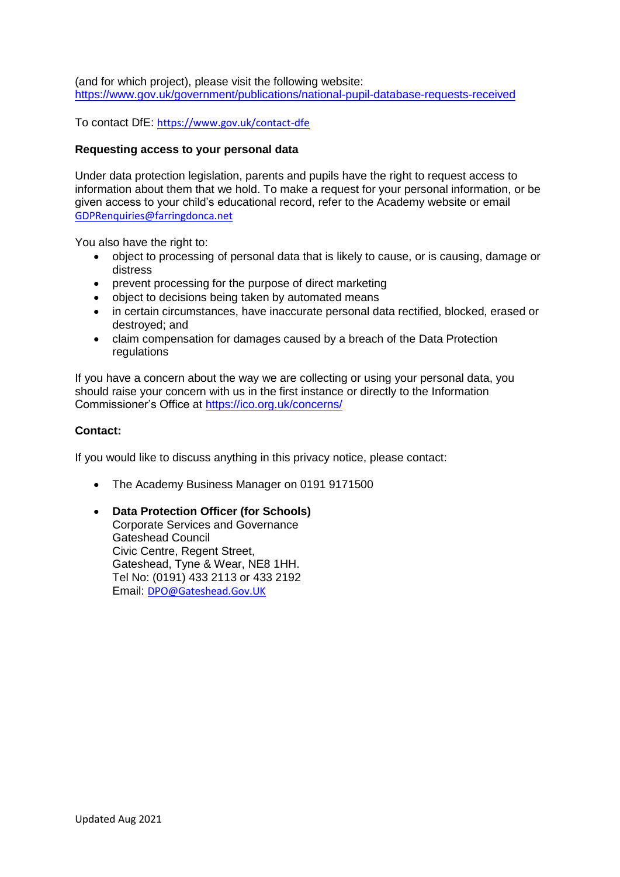(and for which project), please visit the following website:
https://www.gov.uk/government/publications/national-pupil-database-requests-received

To contact DfE: https://www.gov.uk/contact-dfe

**Requesting access to your personal data**

Under data protection legislation, parents and pupils have the right to request access to information about them that we hold. To make a request for your personal information, or be given access to your child's educational record, refer to the Academy website or email GDPRenquiries@farringdonca.net

You also have the right to:

- object to processing of personal data that is likely to cause, or is causing, damage or distress
- prevent processing for the purpose of direct marketing
- object to decisions being taken by automated means
- in certain circumstances, have inaccurate personal data rectified, blocked, erased or destroyed; and
- claim compensation for damages caused by a breach of the Data Protection regulations

If you have a concern about the way we are collecting or using your personal data, you should raise your concern with us in the first instance or directly to the Information Commissioner's Office at https://ico.org.uk/concerns/

**Contact:**

If you would like to discuss anything in this privacy notice, please contact:

- The Academy Business Manager on 0191 9171500

- **Data Protection Officer (for Schools)**
  Corporate Services and Governance
  Gateshead Council
  Civic Centre, Regent Street,
  Gateshead, Tyne & Wear, NE8 1HH.
  Tel No: (0191) 433 2113 or 433 2192
  Email: DPO@Gateshead.Gov.UK

Updated Aug 2021